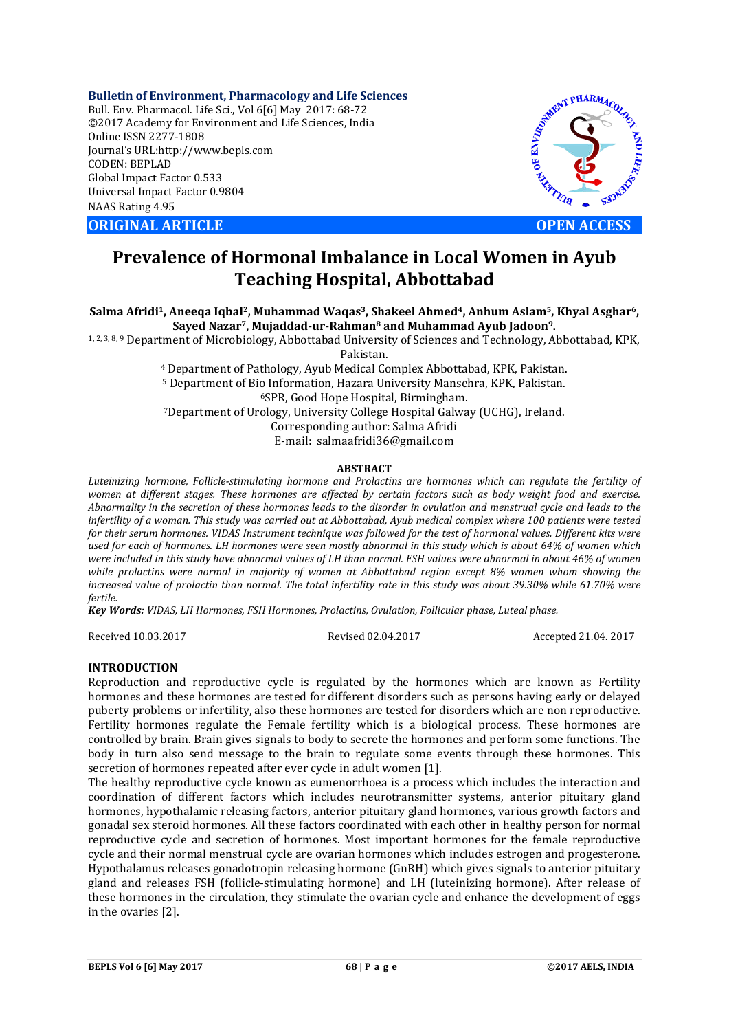**Bulletin of Environment, Pharmacology and Life Sciences**
Bull. Env. Pharmacol. Life Sci., Vol 6[6] May 2017: 68-72
©2017 Academy for Environment and Life Sciences, India
Online ISSN 2277-1808
Journal's URL:http://www.bepls.com
CODEN: BEPLAD
Global Impact Factor 0.533
Universal Impact Factor 0.9804
NAAS Rating 4.95

**ORIGINAL ARTICLE** **OPEN ACCESS**

# Prevalence of Hormonal Imbalance in Local Women in Ayub Teaching Hospital, Abbottabad

**Salma Afridi[1], Aneeqa Iqbal[2], Muhammad Waqas[3], Shakeel Ahmed[4], Anhum Aslam[5], Khyal Asghar[6], Sayed Nazar[7], Mujaddad-ur-Rahman[8] and Muhammad Ayub Jadoon[9].**

[1, 2, 3, 8, 9] Department of Microbiology, Abbottabad University of Sciences and Technology, Abbottabad, KPK, Pakistan.
[4] Department of Pathology, Ayub Medical Complex Abbottabad, KPK, Pakistan.
[5] Department of Bio Information, Hazara University Mansehra, KPK, Pakistan.
[6]SPR, Good Hope Hospital, Birmingham.
[7]Department of Urology, University College Hospital Galway (UCHG), Ireland.
Corresponding author: Salma Afridi
E-mail: salmaafridi36@gmail.com

## ABSTRACT

*Luteinizing hormone, Follicle-stimulating hormone and Prolactins are hormones which can regulate the fertility of women at different stages. These hormones are affected by certain factors such as body weight food and exercise. Abnormality in the secretion of these hormones leads to the disorder in ovulation and menstrual cycle and leads to the infertility of a woman. This study was carried out at Abbottabad, Ayub medical complex where 100 patients were tested for their serum hormones. VIDAS Instrument technique was followed for the test of hormonal values. Different kits were used for each of hormones. LH hormones were seen mostly abnormal in this study which is about 64% of women which were included in this study have abnormal values of LH than normal. FSH values were abnormal in about 46% of women while prolactins were normal in majority of women at Abbottabad region except 8% women whom showing the increased value of prolactin than normal. The total infertility rate in this study was about 39.30% while 61.70% were fertile.*

***Key Words:** VIDAS, LH Hormones, FSH Hormones, Prolactins, Ovulation, Follicular phase, Luteal phase.*

Received 10.03.2017 Revised 02.04.2017 Accepted 21.04. 2017

## INTRODUCTION

Reproduction and reproductive cycle is regulated by the hormones which are known as Fertility hormones and these hormones are tested for different disorders such as persons having early or delayed puberty problems or infertility, also these hormones are tested for disorders which are non reproductive. Fertility hormones regulate the Female fertility which is a biological process. These hormones are controlled by brain. Brain gives signals to body to secrete the hormones and perform some functions. The body in turn also send message to the brain to regulate some events through these hormones. This secretion of hormones repeated after ever cycle in adult women [1].

The healthy reproductive cycle known as eumenorrhoea is a process which includes the interaction and coordination of different factors which includes neurotransmitter systems, anterior pituitary gland hormones, hypothalamic releasing factors, anterior pituitary gland hormones, various growth factors and gonadal sex steroid hormones. All these factors coordinated with each other in healthy person for normal reproductive cycle and secretion of hormones. Most important hormones for the female reproductive cycle and their normal menstrual cycle are ovarian hormones which includes estrogen and progesterone. Hypothalamus releases gonadotropin releasing hormone (GnRH) which gives signals to anterior pituitary gland and releases FSH (follicle-stimulating hormone) and LH (luteinizing hormone). After release of these hormones in the circulation, they stimulate the ovarian cycle and enhance the development of eggs in the ovaries [2].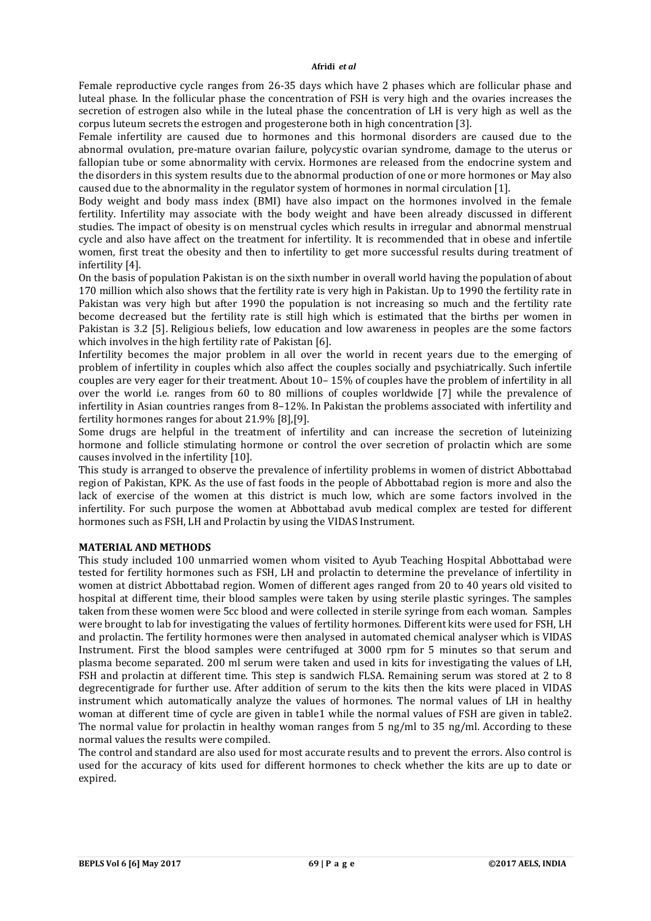Female reproductive cycle ranges from 26-35 days which have 2 phases which are follicular phase and luteal phase. In the follicular phase the concentration of FSH is very high and the ovaries increases the secretion of estrogen also while in the luteal phase the concentration of LH is very high as well as the corpus luteum secrets the estrogen and progesterone both in high concentration [3].

Female infertility are caused due to hormones and this hormonal disorders are caused due to the abnormal ovulation, pre-mature ovarian failure, polycystic ovarian syndrome, damage to the uterus or fallopian tube or some abnormality with cervix. Hormones are released from the endocrine system and the disorders in this system results due to the abnormal production of one or more hormones or May also caused due to the abnormality in the regulator system of hormones in normal circulation [1].

Body weight and body mass index (BMI) have also impact on the hormones involved in the female fertility. Infertility may associate with the body weight and have been already discussed in different studies. The impact of obesity is on menstrual cycles which results in irregular and abnormal menstrual cycle and also have affect on the treatment for infertility. It is recommended that in obese and infertile women, first treat the obesity and then to infertility to get more successful results during treatment of infertility [4].

On the basis of population Pakistan is on the sixth number in overall world having the population of about 170 million which also shows that the fertility rate is very high in Pakistan. Up to 1990 the fertility rate in Pakistan was very high but after 1990 the population is not increasing so much and the fertility rate become decreased but the fertility rate is still high which is estimated that the births per women in Pakistan is 3.2 [5]. Religious beliefs, low education and low awareness in peoples are the some factors which involves in the high fertility rate of Pakistan [6].

Infertility becomes the major problem in all over the world in recent years due to the emerging of problem of infertility in couples which also affect the couples socially and psychiatrically. Such infertile couples are very eager for their treatment. About 10– 15% of couples have the problem of infertility in all over the world i.e. ranges from 60 to 80 millions of couples worldwide [7] while the prevalence of infertility in Asian countries ranges from 8–12%. In Pakistan the problems associated with infertility and fertility hormones ranges for about 21.9% [8],[9].

Some drugs are helpful in the treatment of infertility and can increase the secretion of luteinizing hormone and follicle stimulating hormone or control the over secretion of prolactin which are some causes involved in the infertility [10].

This study is arranged to observe the prevalence of infertility problems in women of district Abbottabad region of Pakistan, KPK. As the use of fast foods in the people of Abbottabad region is more and also the lack of exercise of the women at this district is much low, which are some factors involved in the infertility. For such purpose the women at Abbottabad avub medical complex are tested for different hormones such as FSH, LH and Prolactin by using the VIDAS Instrument.

## MATERIAL AND METHODS

This study included 100 unmarried women whom visited to Ayub Teaching Hospital Abbottabad were tested for fertility hormones such as FSH, LH and prolactin to determine the prevelance of infertility in women at district Abbottabad region. Women of different ages ranged from 20 to 40 years old visited to hospital at different time, their blood samples were taken by using sterile plastic syringes. The samples taken from these women were 5cc blood and were collected in sterile syringe from each woman. Samples were brought to lab for investigating the values of fertility hormones. Different kits were used for FSH, LH and prolactin. The fertility hormones were then analysed in automated chemical analyser which is VIDAS Instrument. First the blood samples were centrifuged at 3000 rpm for 5 minutes so that serum and plasma become separated. 200 ml serum were taken and used in kits for investigating the values of LH, FSH and prolactin at different time. This step is sandwich FLSA. Remaining serum was stored at 2 to 8 degrecentigrade for further use. After addition of serum to the kits then the kits were placed in VIDAS instrument which automatically analyze the values of hormones. The normal values of LH in healthy woman at different time of cycle are given in table1 while the normal values of FSH are given in table2. The normal value for prolactin in healthy woman ranges from 5 ng/ml to 35 ng/ml. According to these normal values the results were compiled.

The control and standard are also used for most accurate results and to prevent the errors. Also control is used for the accuracy of kits used for different hormones to check whether the kits are up to date or expired.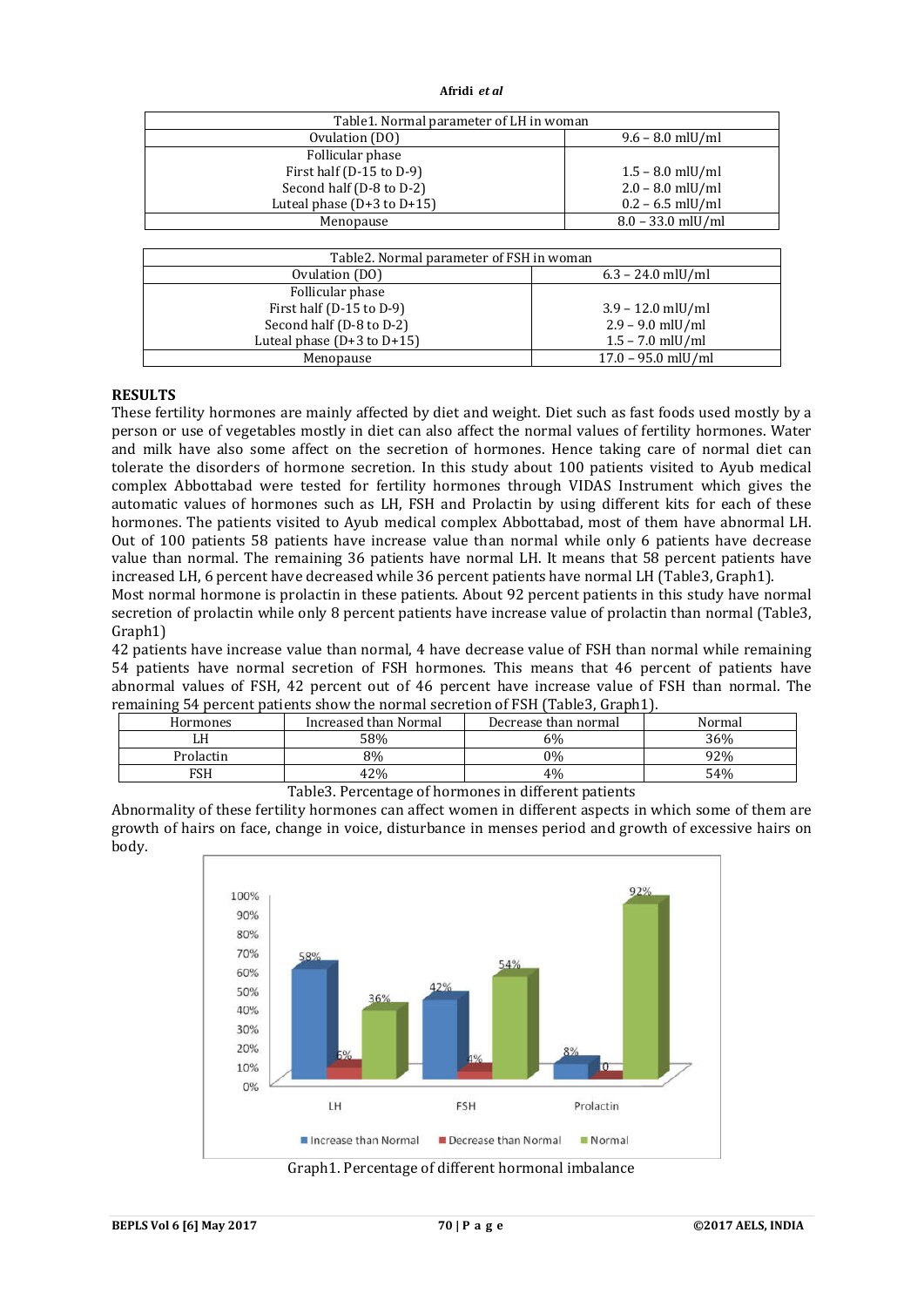| Table1. Normal parameter of LH in woman | |
|---|---|
| Ovulation (DO) | 9.6 – 8.0 mlU/ml |
| Follicular phase<br>First half (D-15 to D-9)<br>Second half (D-8 to D-2)<br>Luteal phase (D+3 to D+15) | <br>1.5 – 8.0 mlU/ml<br>2.0 – 8.0 mlU/ml<br>0.2 – 6.5 mlU/ml |
| Menopause | 8.0 – 33.0 mlU/ml |

| Table2. Normal parameter of FSH in woman | |
|---|---|
| Ovulation (DO) | 6.3 – 24.0 mlU/ml |
| Follicular phase<br>First half (D-15 to D-9)<br>Second half (D-8 to D-2)<br>Luteal phase (D+3 to D+15) | <br>3.9 – 12.0 mlU/ml<br>2.9 – 9.0 mlU/ml<br>1.5 – 7.0 mlU/ml |
| Menopause | 17.0 – 95.0 mlU/ml |

## RESULTS

These fertility hormones are mainly affected by diet and weight. Diet such as fast foods used mostly by a person or use of vegetables mostly in diet can also affect the normal values of fertility hormones. Water and milk have also some affect on the secretion of hormones. Hence taking care of normal diet can tolerate the disorders of hormone secretion. In this study about 100 patients visited to Ayub medical complex Abbottabad were tested for fertility hormones through VIDAS Instrument which gives the automatic values of hormones such as LH, FSH and Prolactin by using different kits for each of these hormones. The patients visited to Ayub medical complex Abbottabad, most of them have abnormal LH. Out of 100 patients 58 patients have increase value than normal while only 6 patients have decrease value than normal. The remaining 36 patients have normal LH. It means that 58 percent patients have increased LH, 6 percent have decreased while 36 percent patients have normal LH (Table3, Graph1).

Most normal hormone is prolactin in these patients. About 92 percent patients in this study have normal secretion of prolactin while only 8 percent patients have increase value of prolactin than normal (Table3, Graph1)

42 patients have increase value than normal, 4 have decrease value of FSH than normal while remaining 54 patients have normal secretion of FSH hormones. This means that 46 percent of patients have abnormal values of FSH, 42 percent out of 46 percent have increase value of FSH than normal. The remaining 54 percent patients show the normal secretion of FSH (Table3, Graph1).

| Hormones | Increased than Normal | Decrease than normal | Normal |
|---|---|---|---|
| LH | 58% | 6% | 36% |
| Prolactin | 8% | 0% | 92% |
| FSH | 42% | 4% | 54% |

Table3. Percentage of hormones in different patients

Abnormality of these fertility hormones can affect women in different aspects in which some of them are growth of hairs on face, change in voice, disturbance in menses period and growth of excessive hairs on body.

100%
90%
80%
70%
60%
50%
40%
30%
20%
10%
0%

58%
6%
36%
42%
4%
54%
8%
0
92%

LH
FSH
Prolactin

Increase than Normal
Decrease than Normal
Normal

Graph1. Percentage of different hormonal imbalance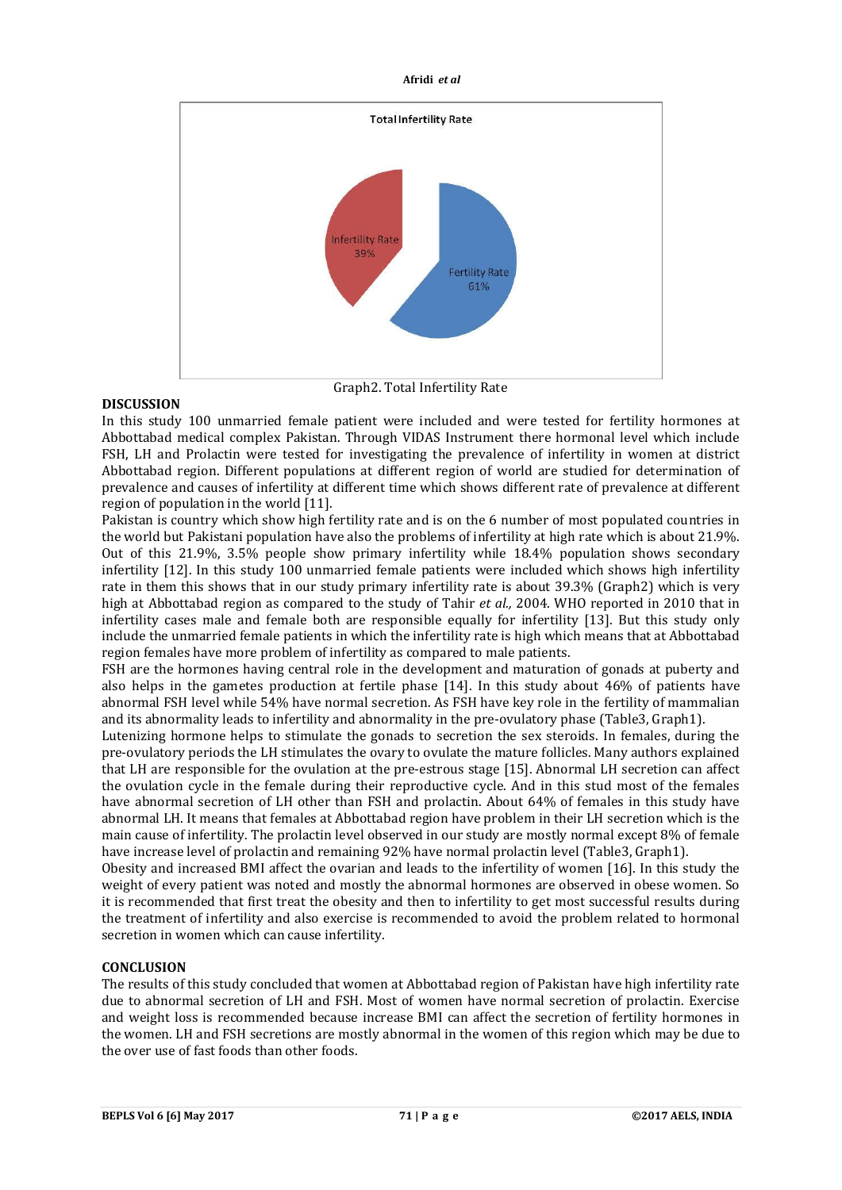Total Infertility Rate

Infertility Rate
39%

Fertility Rate
61%

Graph2. Total Infertility Rate

**DISCUSSION**

In this study 100 unmarried female patient were included and were tested for fertility hormones at Abbottabad medical complex Pakistan. Through VIDAS Instrument there hormonal level which include FSH, LH and Prolactin were tested for investigating the prevalence of infertility in women at district Abbottabad region. Different populations at different region of world are studied for determination of prevalence and causes of infertility at different time which shows different rate of prevalence at different region of population in the world [11].

Pakistan is country which show high fertility rate and is on the 6 number of most populated countries in the world but Pakistani population have also the problems of infertility at high rate which is about 21.9%. Out of this 21.9%, 3.5% people show primary infertility while 18.4% population shows secondary infertility [12]. In this study 100 unmarried female patients were included which shows high infertility rate in them this shows that in our study primary infertility rate is about 39.3% (Graph2) which is very high at Abbottabad region as compared to the study of Tahir *et al.,* 2004. WHO reported in 2010 that in infertility cases male and female both are responsible equally for infertility [13]. But this study only include the unmarried female patients in which the infertility rate is high which means that at Abbottabad region females have more problem of infertility as compared to male patients.

FSH are the hormones having central role in the development and maturation of gonads at puberty and also helps in the gametes production at fertile phase [14]. In this study about 46% of patients have abnormal FSH level while 54% have normal secretion. As FSH have key role in the fertility of mammalian and its abnormality leads to infertility and abnormality in the pre-ovulatory phase (Table3, Graph1).

Lutenizing hormone helps to stimulate the gonads to secretion the sex steroids. In females, during the pre-ovulatory periods the LH stimulates the ovary to ovulate the mature follicles. Many authors explained that LH are responsible for the ovulation at the pre-estrous stage [15]. Abnormal LH secretion can affect the ovulation cycle in the female during their reproductive cycle. And in this stud most of the females have abnormal secretion of LH other than FSH and prolactin. About 64% of females in this study have abnormal LH. It means that females at Abbottabad region have problem in their LH secretion which is the main cause of infertility. The prolactin level observed in our study are mostly normal except 8% of female have increase level of prolactin and remaining 92% have normal prolactin level (Table3, Graph1).

Obesity and increased BMI affect the ovarian and leads to the infertility of women [16]. In this study the weight of every patient was noted and mostly the abnormal hormones are observed in obese women. So it is recommended that first treat the obesity and then to infertility to get most successful results during the treatment of infertility and also exercise is recommended to avoid the problem related to hormonal secretion in women which can cause infertility.

**CONCLUSION**

The results of this study concluded that women at Abbottabad region of Pakistan have high infertility rate due to abnormal secretion of LH and FSH. Most of women have normal secretion of prolactin. Exercise and weight loss is recommended because increase BMI can affect the secretion of fertility hormones in the women. LH and FSH secretions are mostly abnormal in the women of this region which may be due to the over use of fast foods than other foods.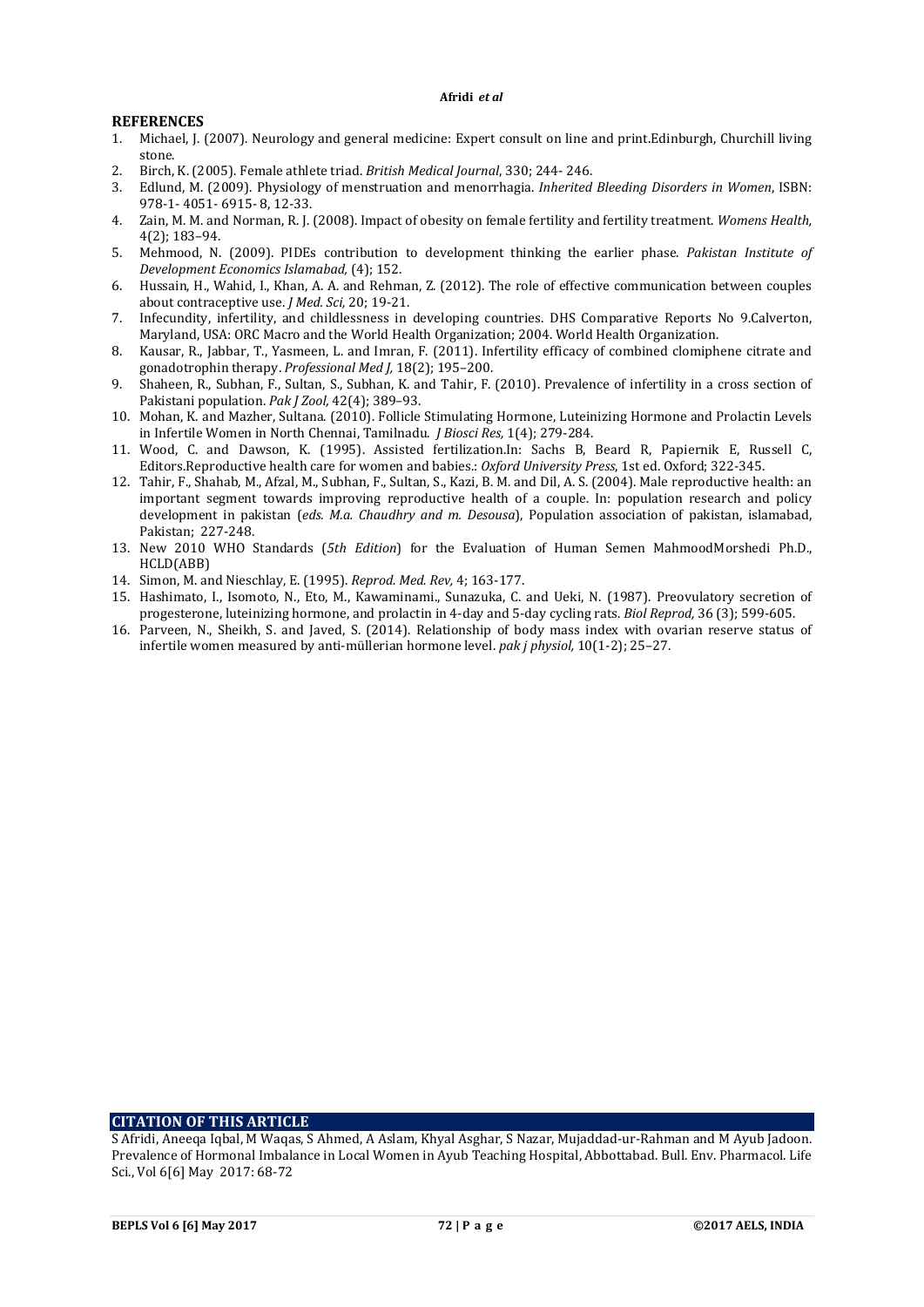## REFERENCES

1. Michael, J. (2007). Neurology and general medicine: Expert consult on line and print.Edinburgh, Churchill living stone.
2. Birch, K. (2005). Female athlete triad. *British Medical Journal*, 330; 244- 246.
3. Edlund, M. (2009). Physiology of menstruation and menorrhagia. *Inherited Bleeding Disorders in Women*, ISBN: 978-1- 4051- 6915- 8, 12-33.
4. Zain, M. M. and Norman, R. J. (2008). Impact of obesity on female fertility and fertility treatment. *Womens Health,* 4(2); 183–94.
5. Mehmood, N. (2009). PIDEs contribution to development thinking the earlier phase. *Pakistan Institute of Development Economics Islamabad,* (4); 152.
6. Hussain, H., Wahid, I., Khan, A. A. and Rehman, Z. (2012). The role of effective communication between couples about contraceptive use. *J Med. Sci,* 20; 19-21.
7. Infecundity, infertility, and childlessness in developing countries. DHS Comparative Reports No 9.Calverton, Maryland, USA: ORC Macro and the World Health Organization; 2004. World Health Organization.
8. Kausar, R., Jabbar, T., Yasmeen, L. and Imran, F. (2011). Infertility efficacy of combined clomiphene citrate and gonadotrophin therapy. *Professional Med J,* 18(2); 195–200.
9. Shaheen, R., Subhan, F., Sultan, S., Subhan, K. and Tahir, F. (2010). Prevalence of infertility in a cross section of Pakistani population. *Pak J Zool,* 42(4); 389–93.
10. Mohan, K. and Mazher, Sultana. (2010). Follicle Stimulating Hormone, Luteinizing Hormone and Prolactin Levels in Infertile Women in North Chennai, Tamilnadu. *J Biosci Res,* 1(4); 279-284.
11. Wood, C. and Dawson, K. (1995). Assisted fertilization.In: Sachs B, Beard R, Papiernik E, Russell C, Editors.Reproductive health care for women and babies.: *Oxford University Press*, 1st ed. Oxford; 322-345.
12. Tahir, F., Shahab, M., Afzal, M., Subhan, F., Sultan, S., Kazi, B. M. and Dil, A. S. (2004). Male reproductive health: an important segment towards improving reproductive health of a couple. In: population research and policy development in pakistan (*eds. M.a. Chaudhry and m. Desousa*), Population association of pakistan, islamabad, Pakistan; 227-248.
13. New 2010 WHO Standards (*5th Edition*) for the Evaluation of Human Semen MahmoodMorshedi Ph.D., HCLD(ABB)
14. Simon, M. and Nieschlay, E. (1995). *Reprod. Med. Rev,* 4; 163-177.
15. Hashimato, I., Isomoto, N., Eto, M., Kawaminami., Sunazuka, C. and Ueki, N. (1987). Preovulatory secretion of progesterone, luteinizing hormone, and prolactin in 4-day and 5-day cycling rats. *Biol Reprod,* 36 (3); 599-605.
16. Parveen, N., Sheikh, S. and Javed, S. (2014). Relationship of body mass index with ovarian reserve status of infertile women measured by anti-müllerian hormone level. *pak j physiol,* 10(1-2); 25–27.

**CITATION OF THIS ARTICLE**

S Afridi, Aneeqa Iqbal, M Waqas, S Ahmed, A Aslam, Khyal Asghar, S Nazar, Mujaddad-ur-Rahman and M Ayub Jadoon. Prevalence of Hormonal Imbalance in Local Women in Ayub Teaching Hospital, Abbottabad. Bull. Env. Pharmacol. Life Sci., Vol 6[6] May 2017: 68-72